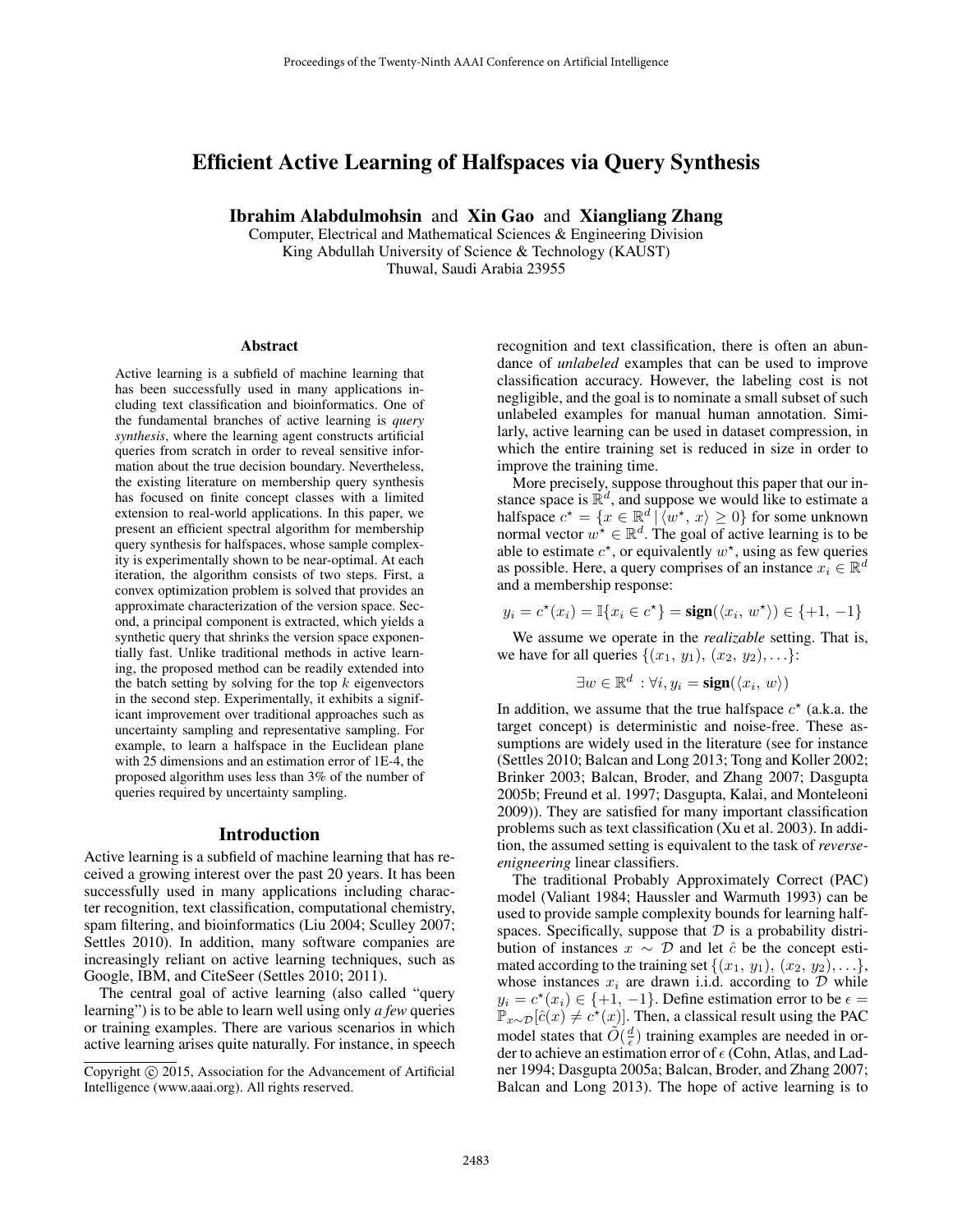# Efficient Active Learning of Halfspaces via Query Synthesis

**Ibrahim Alabdulmohsin** and **Xin Gao** and **Xiangliang Zhang**

Computer, Electrical and Mathematical Sciences & Engineering Division
King Abdullah University of Science & Technology (KAUST)
Thuwal, Saudi Arabia 23955

## Abstract

Active learning is a subfield of machine learning that has been successfully used in many applications including text classification and bioinformatics. One of the fundamental branches of active learning is *query synthesis*, where the learning agent constructs artificial queries from scratch in order to reveal sensitive information about the true decision boundary. Nevertheless, the existing literature on membership query synthesis has focused on finite concept classes with a limited extension to real-world applications. In this paper, we present an efficient spectral algorithm for membership query synthesis for halfspaces, whose sample complexity is experimentally shown to be near-optimal. At each iteration, the algorithm consists of two steps. First, a convex optimization problem is solved that provides an approximate characterization of the version space. Second, a principal component is extracted, which yields a synthetic query that shrinks the version space exponentially fast. Unlike traditional methods in active learning, the proposed method can be readily extended into the batch setting by solving for the top $k$ eigenvectors in the second step. Experimentally, it exhibits a significant improvement over traditional approaches such as uncertainty sampling and representative sampling. For example, to learn a halfspace in the Euclidean plane with 25 dimensions and an estimation error of 1E-4, the proposed algorithm uses less than 3% of the number of queries required by uncertainty sampling.

## Introduction

Active learning is a subfield of machine learning that has received a growing interest over the past 20 years. It has been successfully used in many applications including character recognition, text classification, computational chemistry, spam filtering, and bioinformatics (Liu 2004; Sculley 2007; Settles 2010). In addition, many software companies are increasingly reliant on active learning techniques, such as Google, IBM, and CiteSeer (Settles 2010; 2011).

The central goal of active learning (also called "query learning") is to be able to learn well using only *a few* queries or training examples. There are various scenarios in which active learning arises quite naturally. For instance, in speech recognition and text classification, there is often an abundance of *unlabeled* examples that can be used to improve classification accuracy. However, the labeling cost is not negligible, and the goal is to nominate a small subset of such unlabeled examples for manual human annotation. Similarly, active learning can be used in dataset compression, in which the entire training set is reduced in size in order to improve the training time.

More precisely, suppose throughout this paper that our instance space is $\mathbb{R}^d$, and suppose we would like to estimate a halfspace $c^\star = \{x \in \mathbb{R}^d \,|\, \langle w^\star,\, x\rangle \geq 0\}$ for some unknown normal vector $w^\star \in \mathbb{R}^d$. The goal of active learning is to be able to estimate $c^\star$, or equivalently $w^\star$, using as few queries as possible. Here, a query comprises of an instance $x_i \in \mathbb{R}^d$ and a membership response:

$$y_i = c^\star(x_i) = \mathbb{I}\{x_i \in c^\star\} = \textbf{sign}(\langle x_i,\, w^\star\rangle) \in \{+1,\, -1\}$$

We assume we operate in the *realizable* setting. That is, we have for all queries $\{(x_1,\, y_1),\, (x_2,\, y_2), \ldots\}$:

$$\exists w \in \mathbb{R}^d \,: \forall i, y_i = \textbf{sign}(\langle x_i,\, w\rangle)$$

In addition, we assume that the true halfspace $c^\star$ (a.k.a. the target concept) is deterministic and noise-free. These assumptions are widely used in the literature (see for instance (Settles 2010; Balcan and Long 2013; Tong and Koller 2002; Brinker 2003; Balcan, Broder, and Zhang 2007; Dasgupta 2005b; Freund et al. 1997; Dasgupta, Kalai, and Monteleoni 2009)). They are satisfied for many important classification problems such as text classification (Xu et al. 2003). In addition, the assumed setting is equivalent to the task of *reverse-enigneering* linear classifiers.

The traditional Probably Approximately Correct (PAC) model (Valiant 1984; Haussler and Warmuth 1993) can be used to provide sample complexity bounds for learning halfspaces. Specifically, suppose that $\mathcal{D}$ is a probability distribution of instances $x \sim \mathcal{D}$ and let $\hat{c}$ be the concept estimated according to the training set $\{(x_1,\, y_1),\, (x_2,\, y_2), \ldots\}$, whose instances $x_i$ are drawn i.i.d. according to $\mathcal{D}$ while $y_i = c^\star(x_i) \in \{+1,\, -1\}$. Define estimation error to be $\epsilon = \mathbb{P}_{x\sim\mathcal{D}}[\hat{c}(x) \neq c^\star(x)]$. Then, a classical result using the PAC model states that $\widetilde{O}(\frac{d}{\epsilon})$ training examples are needed in order to achieve an estimation error of $\epsilon$ (Cohn, Atlas, and Ladner 1994; Dasgupta 2005a; Balcan, Broder, and Zhang 2007; Balcan and Long 2013). The hope of active learning is to

Copyright © 2015, Association for the Advancement of Artificial Intelligence (www.aaai.org). All rights reserved.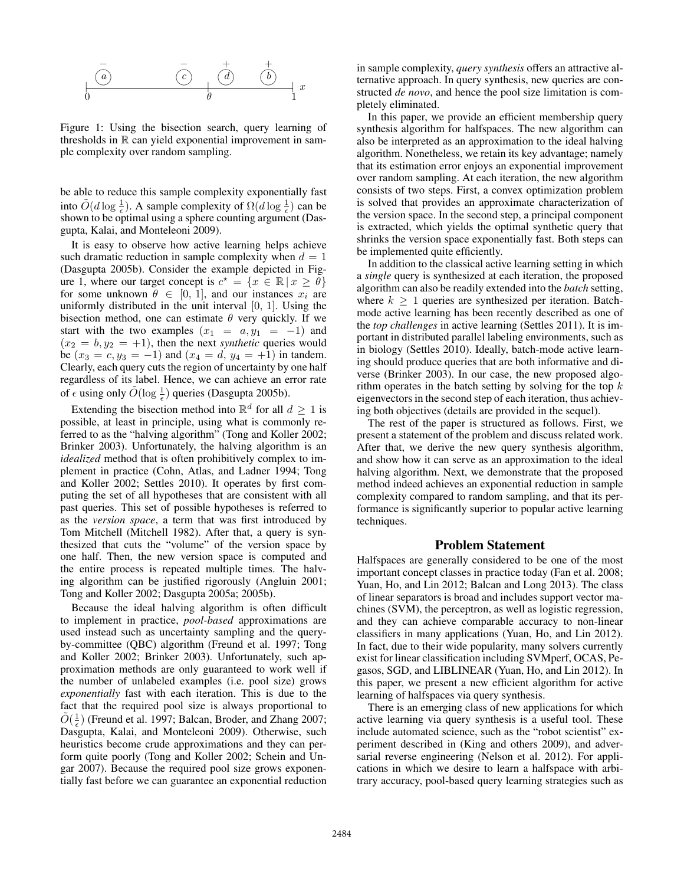Figure 1: Using the bisection search, query learning of thresholds in $\mathbb{R}$ can yield exponential improvement in sample complexity over random sampling.

be able to reduce this sample complexity exponentially fast into $\tilde{O}(d \log \frac{1}{\epsilon})$. A sample complexity of $\Omega(d \log \frac{1}{\epsilon})$ can be shown to be optimal using a sphere counting argument (Dasgupta, Kalai, and Monteleoni 2009).

It is easy to observe how active learning helps achieve such dramatic reduction in sample complexity when $d = 1$ (Dasgupta 2005b). Consider the example depicted in Figure 1, where our target concept is $c^\star = \{x \in \mathbb{R} \,|\, x \geq \theta\}$ for some unknown $\theta \in [0, 1]$, and our instances $x_i$ are uniformly distributed in the unit interval [0, 1]. Using the bisection method, one can estimate $\theta$ very quickly. If we start with the two examples $(x_1 = a, y_1 = -1)$ and $(x_2 = b, y_2 = +1)$, then the next *synthetic* queries would be $(x_3 = c, y_3 = -1)$ and $(x_4 = d, y_4 = +1)$ in tandem. Clearly, each query cuts the region of uncertainty by one half regardless of its label. Hence, we can achieve an error rate of $\epsilon$ using only $\tilde{O}(\log \frac{1}{\epsilon})$ queries (Dasgupta 2005b).

Extending the bisection method into $\mathbb{R}^d$ for all $d \geq 1$ is possible, at least in principle, using what is commonly referred to as the "halving algorithm" (Tong and Koller 2002; Brinker 2003). Unfortunately, the halving algorithm is an *idealized* method that is often prohibitively complex to implement in practice (Cohn, Atlas, and Ladner 1994; Tong and Koller 2002; Settles 2010). It operates by first computing the set of all hypotheses that are consistent with all past queries. This set of possible hypotheses is referred to as the *version space*, a term that was first introduced by Tom Mitchell (Mitchell 1982). After that, a query is synthesized that cuts the "volume" of the version space by one half. Then, the new version space is computed and the entire process is repeated multiple times. The halving algorithm can be justified rigorously (Angluin 2001; Tong and Koller 2002; Dasgupta 2005a; 2005b).

Because the ideal halving algorithm is often difficult to implement in practice, *pool-based* approximations are used instead such as uncertainty sampling and the query-by-committee (QBC) algorithm (Freund et al. 1997; Tong and Koller 2002; Brinker 2003). Unfortunately, such approximation methods are only guaranteed to work well if the number of unlabeled examples (i.e. pool size) grows *exponentially* fast with each iteration. This is due to the fact that the required pool size is always proportional to $\tilde{O}(\frac{1}{\epsilon})$ (Freund et al. 1997; Balcan, Broder, and Zhang 2007; Dasgupta, Kalai, and Monteleoni 2009). Otherwise, such heuristics become crude approximations and they can perform quite poorly (Tong and Koller 2002; Schein and Ungar 2007). Because the required pool size grows exponentially fast before we can guarantee an exponential reduction in sample complexity, *query synthesis* offers an attractive alternative approach. In query synthesis, new queries are constructed *de novo*, and hence the pool size limitation is completely eliminated.

In this paper, we provide an efficient membership query synthesis algorithm for halfspaces. The new algorithm can also be interpreted as an approximation to the ideal halving algorithm. Nonetheless, we retain its key advantage; namely that its estimation error enjoys an exponential improvement over random sampling. At each iteration, the new algorithm consists of two steps. First, a convex optimization problem is solved that provides an approximate characterization of the version space. In the second step, a principal component is extracted, which yields the optimal synthetic query that shrinks the version space exponentially fast. Both steps can be implemented quite efficiently.

In addition to the classical active learning setting in which a *single* query is synthesized at each iteration, the proposed algorithm can also be readily extended into the *batch* setting, where $k \geq 1$ queries are synthesized per iteration. Batch-mode active learning has been recently described as one of the *top challenges* in active learning (Settles 2011). It is important in distributed parallel labeling environments, such as in biology (Settles 2010). Ideally, batch-mode active learning should produce queries that are both informative and diverse (Brinker 2003). In our case, the new proposed algorithm operates in the batch setting by solving for the top $k$ eigenvectors in the second step of each iteration, thus achieving both objectives (details are provided in the sequel).

The rest of the paper is structured as follows. First, we present a statement of the problem and discuss related work. After that, we derive the new query synthesis algorithm, and show how it can serve as an approximation to the ideal halving algorithm. Next, we demonstrate that the proposed method indeed achieves an exponential reduction in sample complexity compared to random sampling, and that its performance is significantly superior to popular active learning techniques.

## Problem Statement

Halfspaces are generally considered to be one of the most important concept classes in practice today (Fan et al. 2008; Yuan, Ho, and Lin 2012; Balcan and Long 2013). The class of linear separators is broad and includes support vector machines (SVM), the perceptron, as well as logistic regression, and they can achieve comparable accuracy to non-linear classifiers in many applications (Yuan, Ho, and Lin 2012). In fact, due to their wide popularity, many solvers currently exist for linear classification including SVMperf, OCAS, Pegasos, SGD, and LIBLINEAR (Yuan, Ho, and Lin 2012). In this paper, we present a new efficient algorithm for active learning of halfspaces via query synthesis.

There is an emerging class of new applications for which active learning via query synthesis is a useful tool. These include automated science, such as the "robot scientist" experiment described in (King and others 2009), and adversarial reverse engineering (Nelson et al. 2012). For applications in which we desire to learn a halfspace with arbitrary accuracy, pool-based query learning strategies such as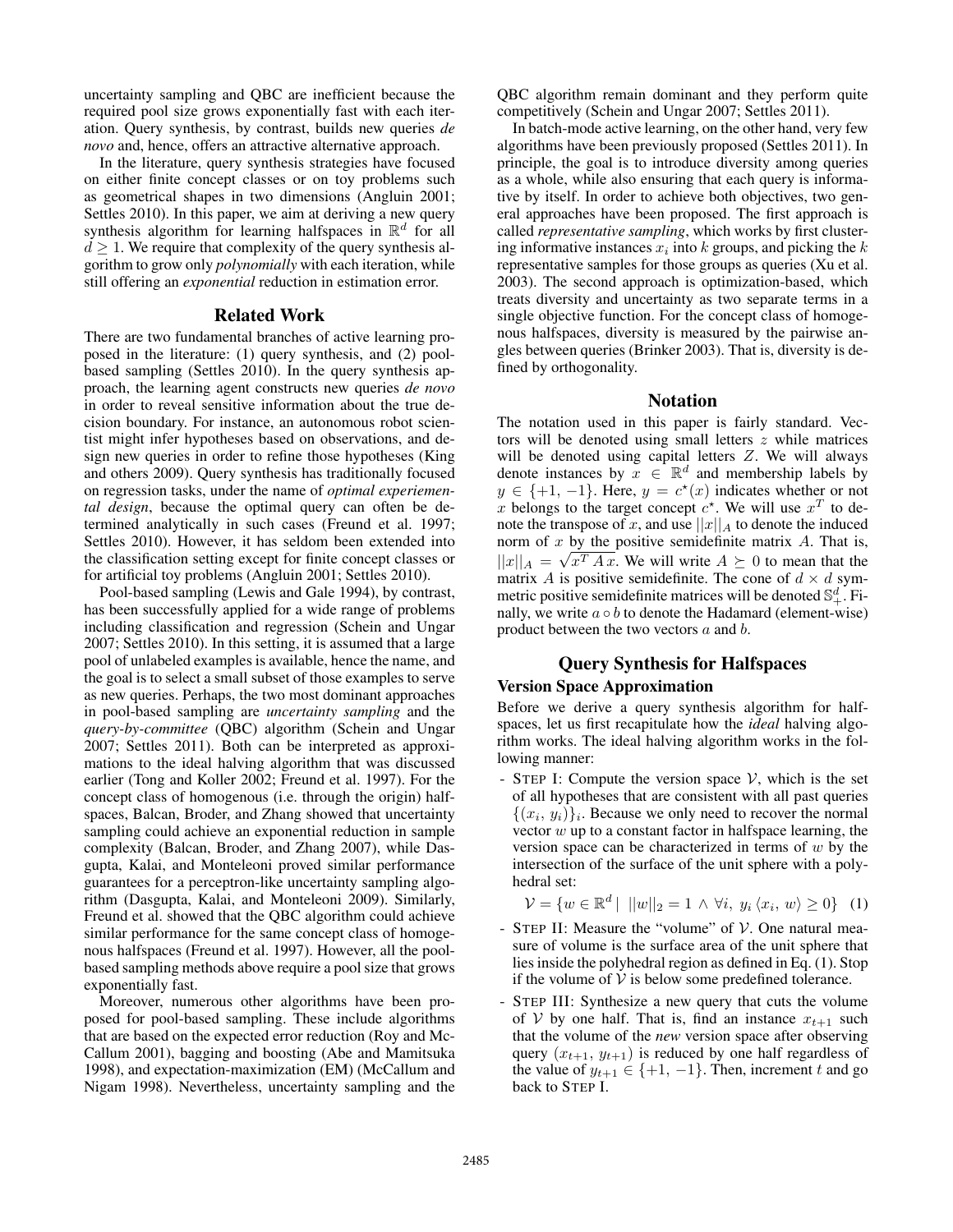uncertainty sampling and QBC are inefficient because the required pool size grows exponentially fast with each iteration. Query synthesis, by contrast, builds new queries *de novo* and, hence, offers an attractive alternative approach.

In the literature, query synthesis strategies have focused on either finite concept classes or on toy problems such as geometrical shapes in two dimensions (Angluin 2001; Settles 2010). In this paper, we aim at deriving a new query synthesis algorithm for learning halfspaces in $\mathbb{R}^d$ for all $d \geq 1$. We require that complexity of the query synthesis algorithm to grow only *polynomially* with each iteration, while still offering an *exponential* reduction in estimation error.

## Related Work

There are two fundamental branches of active learning proposed in the literature: (1) query synthesis, and (2) pool-based sampling (Settles 2010). In the query synthesis approach, the learning agent constructs new queries *de novo* in order to reveal sensitive information about the true decision boundary. For instance, an autonomous robot scientist might infer hypotheses based on observations, and design new queries in order to refine those hypotheses (King and others 2009). Query synthesis has traditionally focused on regression tasks, under the name of *optimal experimental design*, because the optimal query can often be determined analytically in such cases (Freund et al. 1997; Settles 2010). However, it has seldom been extended into the classification setting except for finite concept classes or for artificial toy problems (Angluin 2001; Settles 2010).

Pool-based sampling (Lewis and Gale 1994), by contrast, has been successfully applied for a wide range of problems including classification and regression (Schein and Ungar 2007; Settles 2010). In this setting, it is assumed that a large pool of unlabeled examples is available, hence the name, and the goal is to select a small subset of those examples to serve as new queries. Perhaps, the two most dominant approaches in pool-based sampling are *uncertainty sampling* and the *query-by-committee* (QBC) algorithm (Schein and Ungar 2007; Settles 2011). Both can be interpreted as approximations to the ideal halving algorithm that was discussed earlier (Tong and Koller 2002; Freund et al. 1997). For the concept class of homogenous (i.e. through the origin) halfspaces, Balcan, Broder, and Zhang showed that uncertainty sampling could achieve an exponential reduction in sample complexity (Balcan, Broder, and Zhang 2007), while Dasgupta, Kalai, and Monteleoni proved similar performance guarantees for a perceptron-like uncertainty sampling algorithm (Dasgupta, Kalai, and Monteleoni 2009). Similarly, Freund et al. showed that the QBC algorithm could achieve similar performance for the same concept class of homogenous halfspaces (Freund et al. 1997). However, all the pool-based sampling methods above require a pool size that grows exponentially fast.

Moreover, numerous other algorithms have been proposed for pool-based sampling. These include algorithms that are based on the expected error reduction (Roy and McCallum 2001), bagging and boosting (Abe and Mamitsuka 1998), and expectation-maximization (EM) (McCallum and Nigam 1998). Nevertheless, uncertainty sampling and the QBC algorithm remain dominant and they perform quite competitively (Schein and Ungar 2007; Settles 2011).

In batch-mode active learning, on the other hand, very few algorithms have been previously proposed (Settles 2011). In principle, the goal is to introduce diversity among queries as a whole, while also ensuring that each query is informative by itself. In order to achieve both objectives, two general approaches have been proposed. The first approach is called *representative sampling*, which works by first clustering informative instances $x_i$ into $k$ groups, and picking the $k$ representative samples for those groups as queries (Xu et al. 2003). The second approach is optimization-based, which treats diversity and uncertainty as two separate terms in a single objective function. For the concept class of homogenous halfspaces, diversity is measured by the pairwise angles between queries (Brinker 2003). That is, diversity is defined by orthogonality.

## Notation

The notation used in this paper is fairly standard. Vectors will be denoted using small letters $z$ while matrices will be denoted using capital letters $Z$. We will always denote instances by $x \in \mathbb{R}^d$ and membership labels by $y \in \{+1, -1\}$. Here, $y = c^\star(x)$ indicates whether or not $x$ belongs to the target concept $c^\star$. We will use $x^T$ to denote the transpose of $x$, and use $||x||_A$ to denote the induced norm of $x$ by the positive semidefinite matrix $A$. That is, $||x||_A = \sqrt{x^T A\, x}$. We will write $A \succeq 0$ to mean that the matrix $A$ is positive semidefinite. The cone of $d \times d$ symmetric positive semidefinite matrices will be denoted $\mathbb{S}_+^d$. Finally, we write $a \circ b$ to denote the Hadamard (element-wise) product between the two vectors $a$ and $b$.

## Query Synthesis for Halfspaces

### Version Space Approximation

Before we derive a query synthesis algorithm for halfspaces, let us first recapitulate how the *ideal* halving algorithm works. The ideal halving algorithm works in the following manner:

- STEP I: Compute the version space $\mathcal{V}$, which is the set of all hypotheses that are consistent with all past queries $\{(x_i, y_i)\}_i$. Because we only need to recover the normal vector $w$ up to a constant factor in halfspace learning, the version space can be characterized in terms of $w$ by the intersection of the surface of the unit sphere with a polyhedral set:

$$\mathcal{V} = \{w \in \mathbb{R}^d \mid \; ||w||_2 = 1 \;\wedge\; \forall i,\; y_i \langle x_i,\, w\rangle \geq 0\} \quad (1)$$

- STEP II: Measure the "volume" of $\mathcal{V}$. One natural measure of volume is the surface area of the unit sphere that lies inside the polyhedral region as defined in Eq. (1). Stop if the volume of $\mathcal{V}$ is below some predefined tolerance.
- STEP III: Synthesize a new query that cuts the volume of $\mathcal{V}$ by one half. That is, find an instance $x_{t+1}$ such that the volume of the *new* version space after observing query $(x_{t+1}, y_{t+1})$ is reduced by one half regardless of the value of $y_{t+1} \in \{+1, -1\}$. Then, increment $t$ and go back to STEP I.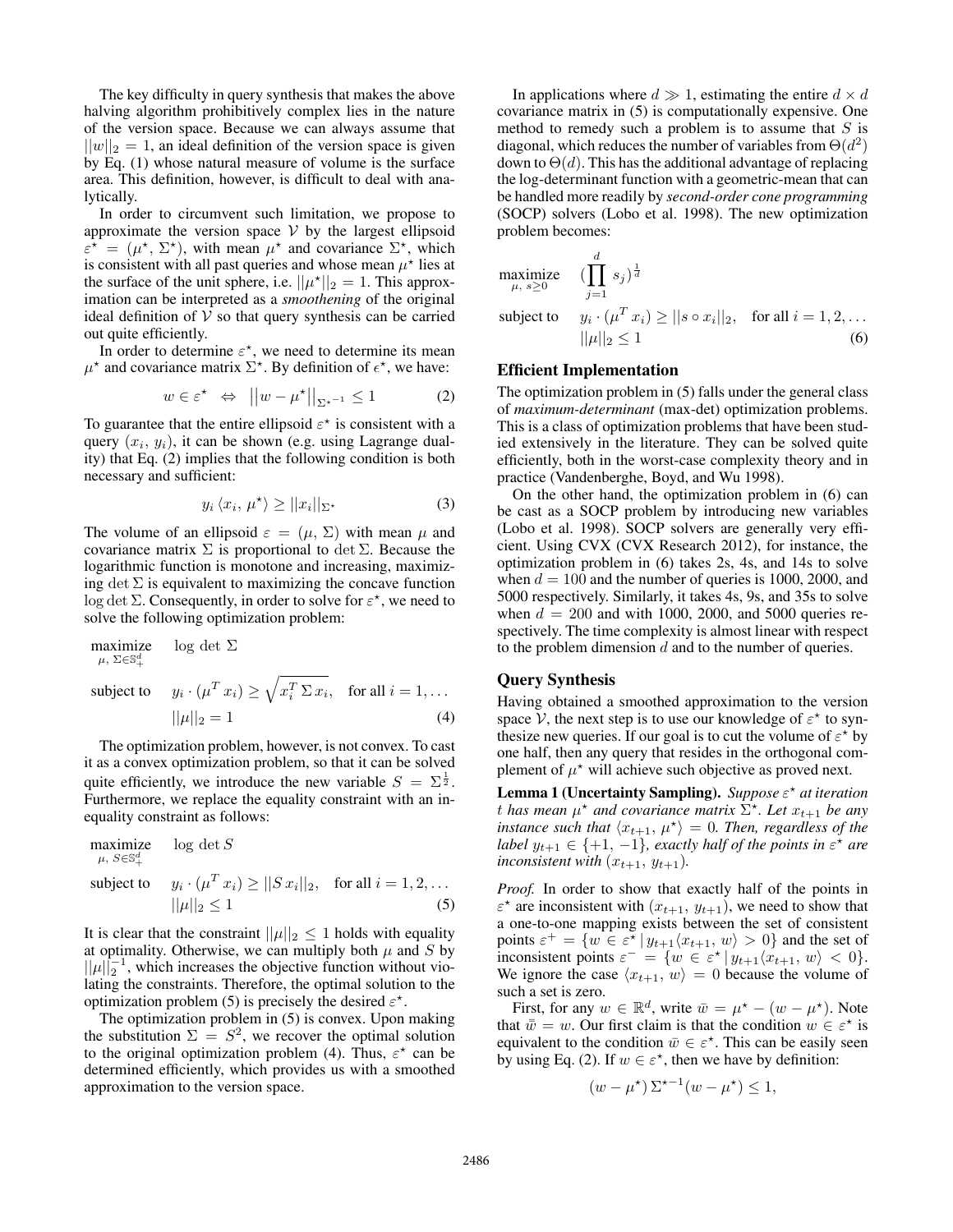The key difficulty in query synthesis that makes the above halving algorithm prohibitively complex lies in the nature of the version space. Because we can always assume that $||w||_2 = 1$, an ideal definition of the version space is given by Eq. (1) whose natural measure of volume is the surface area. This definition, however, is difficult to deal with analytically.

In order to circumvent such limitation, we propose to approximate the version space $\mathcal{V}$ by the largest ellipsoid $\varepsilon^\star = (\mu^\star, \Sigma^\star)$, with mean $\mu^\star$ and covariance $\Sigma^\star$, which is consistent with all past queries and whose mean $\mu^\star$ lies at the surface of the unit sphere, i.e. $||\mu^\star||_2 = 1$. This approximation can be interpreted as a *smoothening* of the original ideal definition of $\mathcal{V}$ so that query synthesis can be carried out quite efficiently.

In order to determine $\varepsilon^\star$, we need to determine its mean $\mu^\star$ and covariance matrix $\Sigma^\star$. By definition of $\epsilon^\star$, we have:

$$w \in \varepsilon^\star \quad \Leftrightarrow \quad \left|\left|w - \mu^\star\right|\right|_{\Sigma^{\star-1}} \leq 1 \tag{2}$$

To guarantee that the entire ellipsoid $\varepsilon^\star$ is consistent with a query $(x_i, y_i)$, it can be shown (e.g. using Lagrange duality) that Eq. (2) implies that the following condition is both necessary and sufficient:

$$y_i \langle x_i, \mu^\star \rangle \geq ||x_i||_{\Sigma^\star} \tag{3}$$

The volume of an ellipsoid $\varepsilon = (\mu, \Sigma)$ with mean $\mu$ and covariance matrix $\Sigma$ is proportional to $\det \Sigma$. Because the logarithmic function is monotone and increasing, maximizing $\det \Sigma$ is equivalent to maximizing the concave function $\log \det \Sigma$. Consequently, in order to solve for $\varepsilon^\star$, we need to solve the following optimization problem:

$$\begin{aligned}
\underset{\mu,\ \Sigma \in \mathbb{S}^d_+}{\text{maximize}} \quad & \log\,\det\,\Sigma \\
\text{subject to} \quad & y_i \cdot (\mu^T x_i) \geq \sqrt{x_i^T\,\Sigma\,x_i}, \quad \text{for all } i = 1, \ldots \\
& ||\mu||_2 = 1
\end{aligned} \tag{4}$$

The optimization problem, however, is not convex. To cast it as a convex optimization problem, so that it can be solved quite efficiently, we introduce the new variable $S = \Sigma^{\frac{1}{2}}$. Furthermore, we replace the equality constraint with an inequality constraint as follows:

$$\begin{aligned}
\underset{\mu,\ S \in \mathbb{S}^d_+}{\text{maximize}} \quad & \log\,\det\,S \\
\text{subject to} \quad & y_i \cdot (\mu^T x_i) \geq ||S\,x_i||_2, \quad \text{for all } i = 1, 2, \ldots \\
& ||\mu||_2 \leq 1
\end{aligned} \tag{5}$$

It is clear that the constraint $||\mu||_2 \leq 1$ holds with equality at optimality. Otherwise, we can multiply both $\mu$ and $S$ by $||\mu||_2^{-1}$, which increases the objective function without violating the constraints. Therefore, the optimal solution to the optimization problem (5) is precisely the desired $\varepsilon^\star$.

The optimization problem in (5) is convex. Upon making the substitution $\Sigma = S^2$, we recover the optimal solution to the original optimization problem (4). Thus, $\varepsilon^\star$ can be determined efficiently, which provides us with a smoothed approximation to the version space.

In applications where $d \gg 1$, estimating the entire $d \times d$ covariance matrix in (5) is computationally expensive. One method to remedy such a problem is to assume that $S$ is diagonal, which reduces the number of variables from $\Theta(d^2)$ down to $\Theta(d)$. This has the additional advantage of replacing the log-determinant function with a geometric-mean that can be handled more readily by *second-order cone programming* (SOCP) solvers (Lobo et al. 1998). The new optimization problem becomes:

$$\begin{aligned}
\underset{\mu,\ s \geq 0}{\text{maximize}} \quad & \left(\prod_{j=1}^{d} s_j\right)^{\frac{1}{d}} \\
\text{subject to} \quad & y_i \cdot (\mu^T x_i) \geq ||s \circ x_i||_2, \quad \text{for all } i = 1, 2, \ldots \\
& ||\mu||_2 \leq 1
\end{aligned} \tag{6}$$

## Efficient Implementation

The optimization problem in (5) falls under the general class of *maximum-determinant* (max-det) optimization problems. This is a class of optimization problems that have been studied extensively in the literature. They can be solved quite efficiently, both in the worst-case complexity theory and in practice (Vandenberghe, Boyd, and Wu 1998).

On the other hand, the optimization problem in (6) can be cast as a SOCP problem by introducing new variables (Lobo et al. 1998). SOCP solvers are generally very efficient. Using CVX (CVX Research 2012), for instance, the optimization problem in (6) takes 2s, 4s, and 14s to solve when $d = 100$ and the number of queries is 1000, 2000, and 5000 respectively. Similarly, it takes 4s, 9s, and 35s to solve when $d = 200$ and with 1000, 2000, and 5000 queries respectively. The time complexity is almost linear with respect to the problem dimension $d$ and to the number of queries.

## Query Synthesis

Having obtained a smoothed approximation to the version space $\mathcal{V}$, the next step is to use our knowledge of $\varepsilon^\star$ to synthesize new queries. If our goal is to cut the volume of $\varepsilon^\star$ by one half, then any query that resides in the orthogonal complement of $\mu^\star$ will achieve such objective as proved next.

**Lemma 1 (Uncertainty Sampling).** *Suppose $\varepsilon^\star$ at iteration $t$ has mean $\mu^\star$ and covariance matrix $\Sigma^\star$. Let $x_{t+1}$ be any instance such that $\langle x_{t+1}, \mu^\star \rangle = 0$. Then, regardless of the label $y_{t+1} \in \{+1, -1\}$, exactly half of the points in $\varepsilon^\star$ are inconsistent with $(x_{t+1}, y_{t+1})$.*

*Proof.* In order to show that exactly half of the points in $\varepsilon^\star$ are inconsistent with $(x_{t+1}, y_{t+1})$, we need to show that a one-to-one mapping exists between the set of consistent points $\varepsilon^+ = \{w \in \varepsilon^\star \,|\, y_{t+1}\langle x_{t+1}, w \rangle > 0\}$ and the set of inconsistent points $\varepsilon^- = \{w \in \varepsilon^\star \,|\, y_{t+1}\langle x_{t+1}, w \rangle < 0\}$. We ignore the case $\langle x_{t+1}, w \rangle = 0$ because the volume of such a set is zero.

First, for any $w \in \mathbb{R}^d$, write $\bar{w} = \mu^\star - (w - \mu^\star)$. Note that $\bar{\bar{w}} = w$. Our first claim is that the condition $w \in \varepsilon^\star$ is equivalent to the condition $\bar{w} \in \varepsilon^\star$. This can be easily seen by using Eq. (2). If $w \in \varepsilon^\star$, then we have by definition:

$$(w - \mu^\star)\,\Sigma^{\star-1}(w - \mu^\star) \leq 1,$$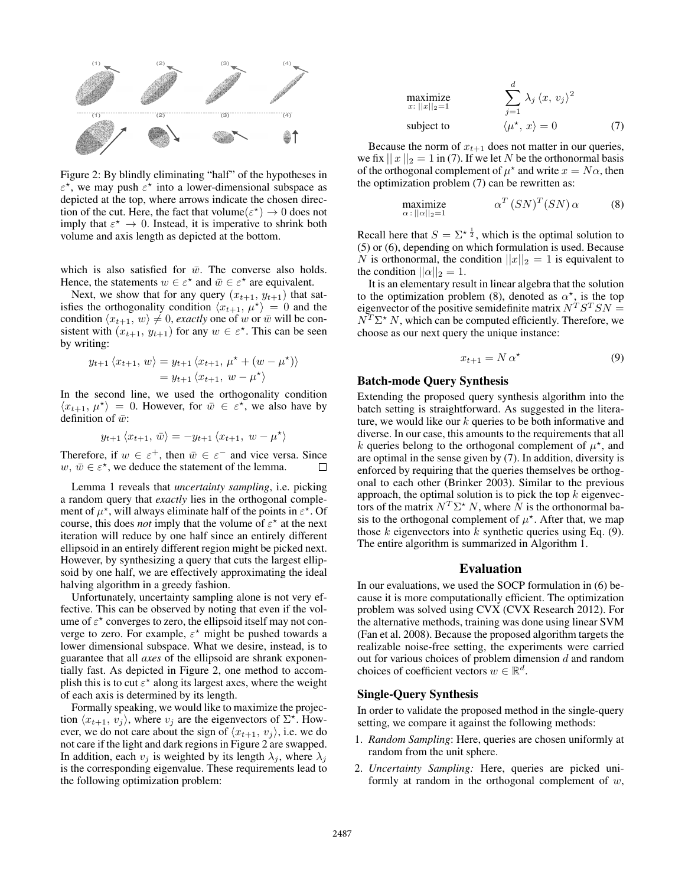Figure 2: By blindly eliminating "half" of the hypotheses in $\varepsilon^\star$, we may push $\varepsilon^\star$ into a lower-dimensional subspace as depicted at the top, where arrows indicate the chosen direction of the cut. Here, the fact that volume$(\varepsilon^\star) \to 0$ does not imply that $\varepsilon^\star \to 0$. Instead, it is imperative to shrink both volume and axis length as depicted at the bottom.

which is also satisfied for $\bar{w}$. The converse also holds. Hence, the statements $w \in \varepsilon^\star$ and $\bar{w} \in \varepsilon^\star$ are equivalent.

Next, we show that for any query $(x_{t+1}, y_{t+1})$ that satisfies the orthogonality condition $\langle x_{t+1}, \mu^\star \rangle = 0$ and the condition $\langle x_{t+1}, w \rangle \neq 0$, *exactly* one of $w$ or $\bar{w}$ will be consistent with $(x_{t+1}, y_{t+1})$ for any $w \in \varepsilon^\star$. This can be seen by writing:

$$\begin{aligned} y_{t+1} \langle x_{t+1}, w \rangle &= y_{t+1} \langle x_{t+1}, \mu^\star + (w - \mu^\star) \rangle \\ &= y_{t+1} \langle x_{t+1}, w - \mu^\star \rangle \end{aligned}$$

In the second line, we used the orthogonality condition $\langle x_{t+1}, \mu^\star \rangle = 0$. However, for $\bar{w} \in \varepsilon^\star$, we also have by definition of $\bar{w}$:

$$y_{t+1} \langle x_{t+1}, \bar{w} \rangle = -y_{t+1} \langle x_{t+1}, w - \mu^\star \rangle$$

Therefore, if $w \in \varepsilon^+$, then $\bar{w} \in \varepsilon^-$ and vice versa. Since $w, \bar{w} \in \varepsilon^\star$, we deduce the statement of the lemma. □

Lemma 1 reveals that *uncertainty sampling*, i.e. picking a random query that *exactly* lies in the orthogonal complement of $\mu^\star$, will always eliminate half of the points in $\varepsilon^\star$. Of course, this does *not* imply that the volume of $\varepsilon^\star$ at the next iteration will reduce by one half since an entirely different ellipsoid in an entirely different region might be picked next. However, by synthesizing a query that cuts the largest ellipsoid by one half, we are effectively approximating the ideal halving algorithm in a greedy fashion.

Unfortunately, uncertainty sampling alone is not very effective. This can be observed by noting that even if the volume of $\varepsilon^\star$ converges to zero, the ellipsoid itself may not converge to zero. For example, $\varepsilon^\star$ might be pushed towards a lower dimensional subspace. What we desire, instead, is to guarantee that all *axes* of the ellipsoid are shrank exponentially fast. As depicted in Figure 2, one method to accomplish this is to cut $\varepsilon^\star$ along its largest axes, where the weight of each axis is determined by its length.

Formally speaking, we would like to maximize the projection $\langle x_{t+1}, v_j \rangle$, where $v_j$ are the eigenvectors of $\Sigma^\star$. However, we do not care about the sign of $\langle x_{t+1}, v_j \rangle$, i.e. we do not care if the light and dark regions in Figure 2 are swapped. In addition, each $v_j$ is weighted by its length $\lambda_j$, where $\lambda_j$ is the corresponding eigenvalue. These requirements lead to the following optimization problem:

$$\begin{aligned} &\underset{x:\, ||x||_2 = 1}{\text{maximize}} && \sum_{j=1}^{d} \lambda_j \langle x, v_j \rangle^2 \\ &\text{subject to} && \langle \mu^\star, x \rangle = 0 \end{aligned} \tag{7}$$

Because the norm of $x_{t+1}$ does not matter in our queries, we fix $||\, x\, ||_2 = 1$ in (7). If we let $N$ be the orthonormal basis of the orthogonal complement of $\mu^\star$ and write $x = N\alpha$, then the optimization problem (7) can be rewritten as:

$$\underset{\alpha:\, ||\alpha||_2 = 1}{\text{maximize}} \qquad \alpha^T (SN)^T (SN)\, \alpha \tag{8}$$

Recall here that $S = \Sigma^{\star\, \frac{1}{2}}$, which is the optimal solution to (5) or (6), depending on which formulation is used. Because $N$ is orthonormal, the condition $||x||_2 = 1$ is equivalent to the condition $||\alpha||_2 = 1$.

It is an elementary result in linear algebra that the solution to the optimization problem (8), denoted as $\alpha^\star$, is the top eigenvector of the positive semidefinite matrix $N^T S^T S N = N^T \Sigma^\star N$, which can be computed efficiently. Therefore, we choose as our next query the unique instance:

$$x_{t+1} = N\, \alpha^\star \tag{9}$$

### Batch-mode Query Synthesis

Extending the proposed query synthesis algorithm into the batch setting is straightforward. As suggested in the literature, we would like our $k$ queries to be both informative and diverse. In our case, this amounts to the requirements that all $k$ queries belong to the orthogonal complement of $\mu^\star$, and are optimal in the sense given by (7). In addition, diversity is enforced by requiring that the queries themselves be orthogonal to each other (Brinker 2003). Similar to the previous approach, the optimal solution is to pick the top $k$ eigenvectors of the matrix $N^T \Sigma^\star N$, where $N$ is the orthonormal basis to the orthogonal complement of $\mu^\star$. After that, we map those $k$ eigenvectors into $k$ synthetic queries using Eq. (9). The entire algorithm is summarized in Algorithm 1.

## Evaluation

In our evaluations, we used the SOCP formulation in (6) because it is more computationally efficient. The optimization problem was solved using CVX (CVX Research 2012). For the alternative methods, training was done using linear SVM (Fan et al. 2008). Because the proposed algorithm targets the realizable noise-free setting, the experiments were carried out for various choices of problem dimension $d$ and random choices of coefficient vectors $w \in \mathbb{R}^d$.

### Single-Query Synthesis

In order to validate the proposed method in the single-query setting, we compare it against the following methods:

1. *Random Sampling*: Here, queries are chosen uniformly at random from the unit sphere.
2. *Uncertainty Sampling:* Here, queries are picked uniformly at random in the orthogonal complement of $w$,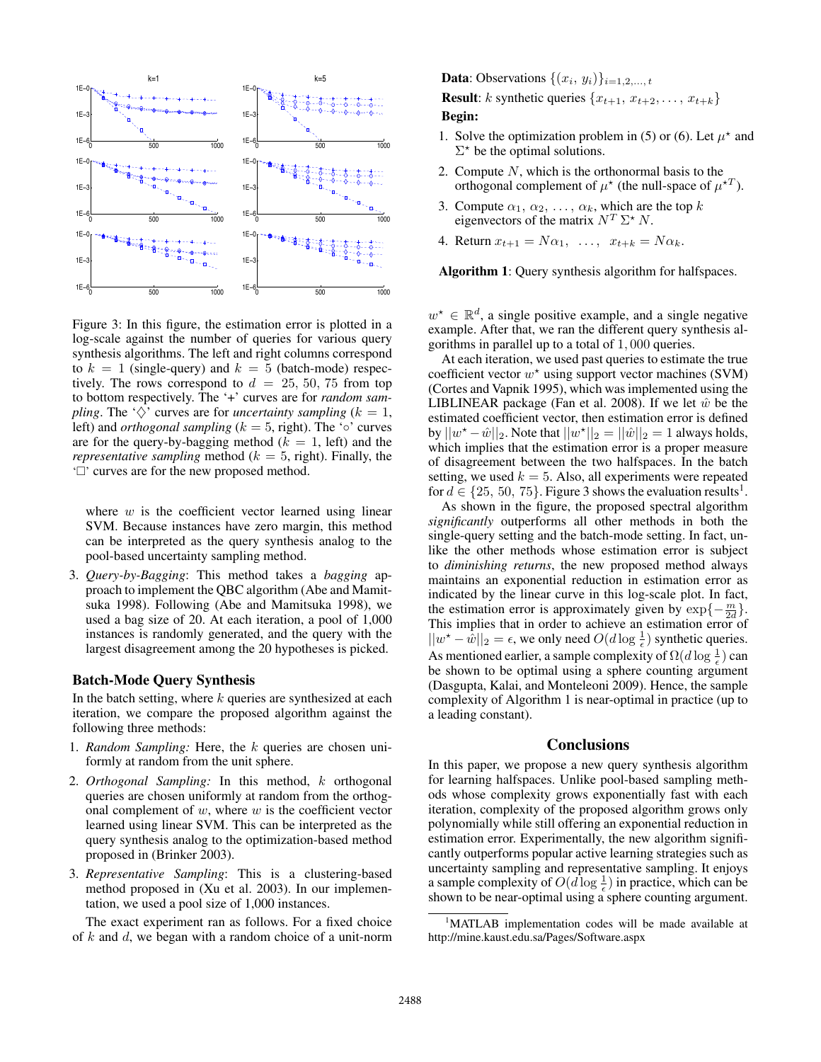Figure 3: In this figure, the estimation error is plotted in a log-scale against the number of queries for various query synthesis algorithms. The left and right columns correspond to $k = 1$ (single-query) and $k = 5$ (batch-mode) respectively. The rows correspond to $d = 25, 50, 75$ from top to bottom respectively. The '+' curves are for *random sampling*. The '$\diamondsuit$' curves are for *uncertainty sampling* ($k = 1$, left) and *orthogonal sampling* ($k = 5$, right). The '$\circ$' curves are for the query-by-bagging method ($k = 1$, left) and the *representative sampling* method ($k = 5$, right). Finally, the '$\square$' curves are for the new proposed method.

where $w$ is the coefficient vector learned using linear SVM. Because instances have zero margin, this method can be interpreted as the query synthesis analog to the pool-based uncertainty sampling method.

3. *Query-by-Bagging*: This method takes a *bagging* approach to implement the QBC algorithm (Abe and Mamitsuka 1998). Following (Abe and Mamitsuka 1998), we used a bag size of 20. At each iteration, a pool of 1,000 instances is randomly generated, and the query with the largest disagreement among the 20 hypotheses is picked.

## Batch-Mode Query Synthesis

In the batch setting, where $k$ queries are synthesized at each iteration, we compare the proposed algorithm against the following three methods:

1. *Random Sampling:* Here, the $k$ queries are chosen uniformly at random from the unit sphere.
2. *Orthogonal Sampling:* In this method, $k$ orthogonal queries are chosen uniformly at random from the orthogonal complement of $w$, where $w$ is the coefficient vector learned using linear SVM. This can be interpreted as the query synthesis analog to the optimization-based method proposed in (Brinker 2003).
3. *Representative Sampling*: This is a clustering-based method proposed in (Xu et al. 2003). In our implementation, we used a pool size of 1,000 instances.

The exact experiment ran as follows. For a fixed choice of $k$ and $d$, we began with a random choice of a unit-norm $w^\star \in \mathbb{R}^d$, a single positive example, and a single negative example. After that, we ran the different query synthesis algorithms in parallel up to a total of $1,000$ queries.

**Data**: Observations $\{(x_i,\, y_i)\}_{i=1,2,\ldots,t}$
**Result**: $k$ synthetic queries $\{x_{t+1},\, x_{t+2},\, \ldots,\, x_{t+k}\}$
**Begin:**

1. Solve the optimization problem in (5) or (6). Let $\mu^\star$ and $\Sigma^\star$ be the optimal solutions.
2. Compute $N$, which is the orthonormal basis to the orthogonal complement of $\mu^\star$ (the null-space of $\mu^{\star T}$).
3. Compute $\alpha_1,\, \alpha_2,\, \ldots,\, \alpha_k$, which are the top $k$ eigenvectors of the matrix $N^T\, \Sigma^\star\, N$.
4. Return $x_{t+1} = N\alpha_1,\ \ldots,\ x_{t+k} = N\alpha_k$.

**Algorithm 1**: Query synthesis algorithm for halfspaces.

At each iteration, we used past queries to estimate the true coefficient vector $w^\star$ using support vector machines (SVM) (Cortes and Vapnik 1995), which was implemented using the LIBLINEAR package (Fan et al. 2008). If we let $\hat{w}$ be the estimated coefficient vector, then estimation error is defined by $||w^\star - \hat{w}||_2$. Note that $||w^\star||_2 = ||\hat{w}||_2 = 1$ always holds, which implies that the estimation error is a proper measure of disagreement between the two halfspaces. In the batch setting, we used $k = 5$. Also, all experiments were repeated for $d \in \{25,\, 50,\, 75\}$. Figure 3 shows the evaluation results[1].

As shown in the figure, the proposed spectral algorithm *significantly* outperforms all other methods in both the single-query setting and the batch-mode setting. In fact, unlike the other methods whose estimation error is subject to *diminishing returns*, the new proposed method always maintains an exponential reduction in estimation error as indicated by the linear curve in this log-scale plot. In fact, the estimation error is approximately given by $\exp\{-\frac{m}{2d}\}$. This implies that in order to achieve an estimation error of $||w^\star - \hat{w}||_2 = \epsilon$, we only need $O(d \log \frac{1}{\epsilon})$ synthetic queries. As mentioned earlier, a sample complexity of $\Omega(d \log \frac{1}{\epsilon})$ can be shown to be optimal using a sphere counting argument (Dasgupta, Kalai, and Monteleoni 2009). Hence, the sample complexity of Algorithm 1 is near-optimal in practice (up to a leading constant).

## Conclusions

In this paper, we propose a new query synthesis algorithm for learning halfspaces. Unlike pool-based sampling methods whose complexity grows exponentially fast with each iteration, complexity of the proposed algorithm grows only polynomially while still offering an exponential reduction in estimation error. Experimentally, the new algorithm significantly outperforms popular active learning strategies such as uncertainty sampling and representative sampling. It enjoys a sample complexity of $O(d \log \frac{1}{\epsilon})$ in practice, which can be shown to be near-optimal using a sphere counting argument.

[1] MATLAB implementation codes will be made available at http://mine.kaust.edu.sa/Pages/Software.aspx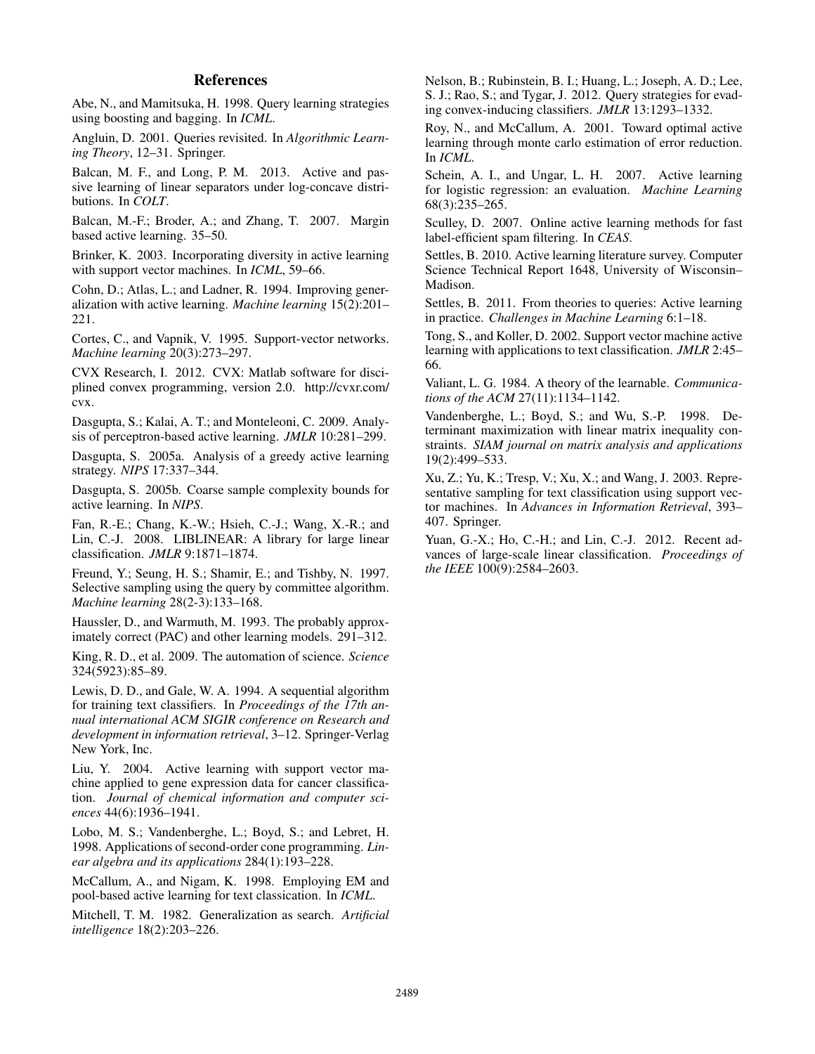## References

Abe, N., and Mamitsuka, H. 1998. Query learning strategies using boosting and bagging. In *ICML*.

Angluin, D. 2001. Queries revisited. In *Algorithmic Learning Theory*, 12–31. Springer.

Balcan, M. F., and Long, P. M. 2013. Active and passive learning of linear separators under log-concave distributions. In *COLT*.

Balcan, M.-F.; Broder, A.; and Zhang, T. 2007. Margin based active learning. 35–50.

Brinker, K. 2003. Incorporating diversity in active learning with support vector machines. In *ICML*, 59–66.

Cohn, D.; Atlas, L.; and Ladner, R. 1994. Improving generalization with active learning. *Machine learning* 15(2):201–221.

Cortes, C., and Vapnik, V. 1995. Support-vector networks. *Machine learning* 20(3):273–297.

CVX Research, I. 2012. CVX: Matlab software for disciplined convex programming, version 2.0. http://cvxr.com/cvx.

Dasgupta, S.; Kalai, A. T.; and Monteleoni, C. 2009. Analysis of perceptron-based active learning. *JMLR* 10:281–299.

Dasgupta, S. 2005a. Analysis of a greedy active learning strategy. *NIPS* 17:337–344.

Dasgupta, S. 2005b. Coarse sample complexity bounds for active learning. In *NIPS*.

Fan, R.-E.; Chang, K.-W.; Hsieh, C.-J.; Wang, X.-R.; and Lin, C.-J. 2008. LIBLINEAR: A library for large linear classification. *JMLR* 9:1871–1874.

Freund, Y.; Seung, H. S.; Shamir, E.; and Tishby, N. 1997. Selective sampling using the query by committee algorithm. *Machine learning* 28(2-3):133–168.

Haussler, D., and Warmuth, M. 1993. The probably approximately correct (PAC) and other learning models. 291–312.

King, R. D., et al. 2009. The automation of science. *Science* 324(5923):85–89.

Lewis, D. D., and Gale, W. A. 1994. A sequential algorithm for training text classifiers. In *Proceedings of the 17th annual international ACM SIGIR conference on Research and development in information retrieval*, 3–12. Springer-Verlag New York, Inc.

Liu, Y. 2004. Active learning with support vector machine applied to gene expression data for cancer classification. *Journal of chemical information and computer sciences* 44(6):1936–1941.

Lobo, M. S.; Vandenberghe, L.; Boyd, S.; and Lebret, H. 1998. Applications of second-order cone programming. *Linear algebra and its applications* 284(1):193–228.

McCallum, A., and Nigam, K. 1998. Employing EM and pool-based active learning for text classication. In *ICML*.

Mitchell, T. M. 1982. Generalization as search. *Artificial intelligence* 18(2):203–226.

Nelson, B.; Rubinstein, B. I.; Huang, L.; Joseph, A. D.; Lee, S. J.; Rao, S.; and Tygar, J. 2012. Query strategies for evading convex-inducing classifiers. *JMLR* 13:1293–1332.

Roy, N., and McCallum, A. 2001. Toward optimal active learning through monte carlo estimation of error reduction. In *ICML*.

Schein, A. I., and Ungar, L. H. 2007. Active learning for logistic regression: an evaluation. *Machine Learning* 68(3):235–265.

Sculley, D. 2007. Online active learning methods for fast label-efficient spam filtering. In *CEAS*.

Settles, B. 2010. Active learning literature survey. Computer Science Technical Report 1648, University of Wisconsin–Madison.

Settles, B. 2011. From theories to queries: Active learning in practice. *Challenges in Machine Learning* 6:1–18.

Tong, S., and Koller, D. 2002. Support vector machine active learning with applications to text classification. *JMLR* 2:45–66.

Valiant, L. G. 1984. A theory of the learnable. *Communications of the ACM* 27(11):1134–1142.

Vandenberghe, L.; Boyd, S.; and Wu, S.-P. 1998. Determinant maximization with linear matrix inequality constraints. *SIAM journal on matrix analysis and applications* 19(2):499–533.

Xu, Z.; Yu, K.; Tresp, V.; Xu, X.; and Wang, J. 2003. Representative sampling for text classification using support vector machines. In *Advances in Information Retrieval*, 393–407. Springer.

Yuan, G.-X.; Ho, C.-H.; and Lin, C.-J. 2012. Recent advances of large-scale linear classification. *Proceedings of the IEEE* 100(9):2584–2603.